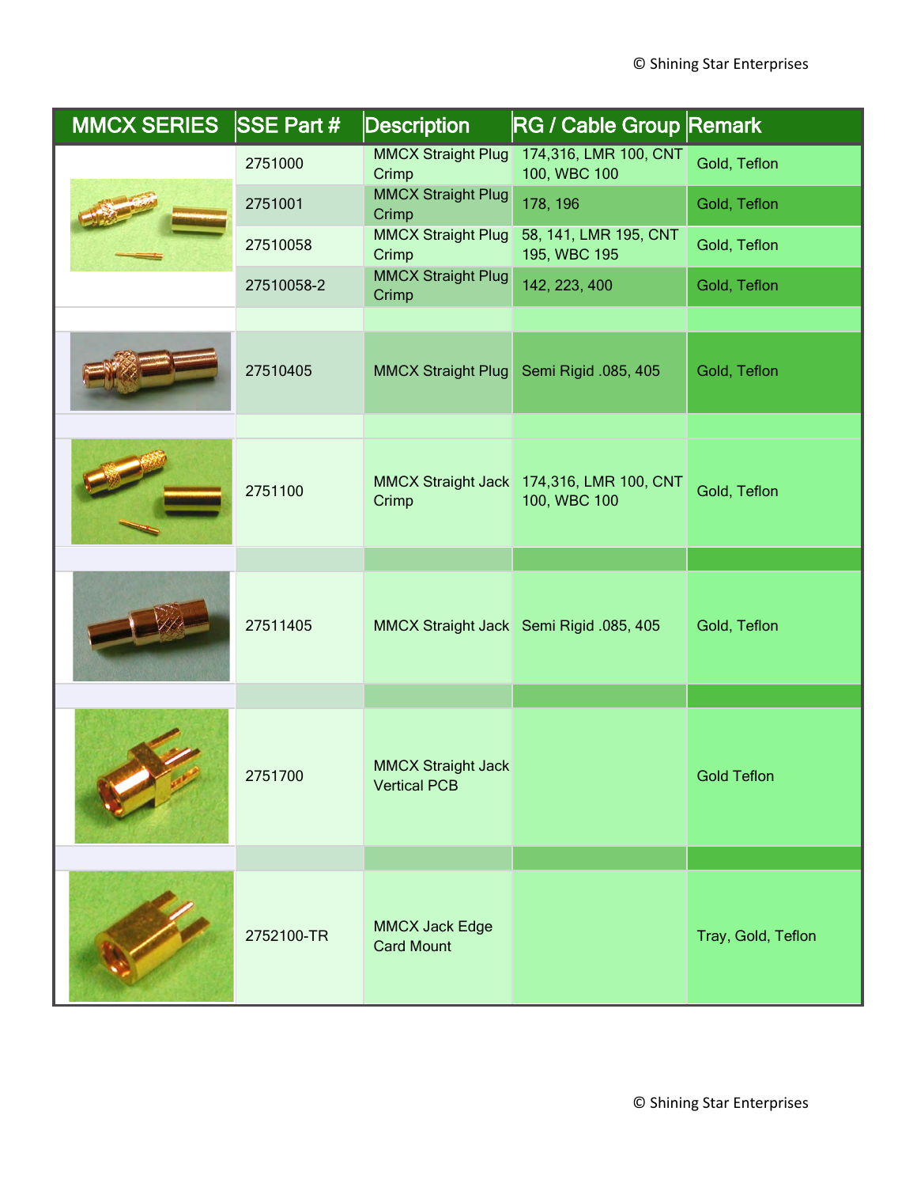| MMCX SERIES | SSE Part # | Description | RG / Cable Group | Remark |
|---|---|---|---|---|
| | 2751000 | MMCX Straight Plug Crimp | 174,316, LMR 100, CNT 100, WBC 100 | Gold, Teflon |
| | 2751001 | MMCX Straight Plug Crimp | 178, 196 | Gold, Teflon |
| | 27510058 | MMCX Straight Plug Crimp | 58, 141, LMR 195, CNT 195, WBC 195 | Gold, Teflon |
| | 27510058-2 | MMCX Straight Plug Crimp | 142, 223, 400 | Gold, Teflon |
| | 27510405 | MMCX Straight Plug | Semi Rigid .085, 405 | Gold, Teflon |
| | 2751100 | MMCX Straight Jack Crimp | 174,316, LMR 100, CNT 100, WBC 100 | Gold, Teflon |
| | 27511405 | MMCX Straight Jack | Semi Rigid .085, 405 | Gold, Teflon |
| | 2751700 | MMCX Straight Jack Vertical PCB | | Gold Teflon |
| | 2752100-TR | MMCX Jack Edge Card Mount | | Tray, Gold, Teflon |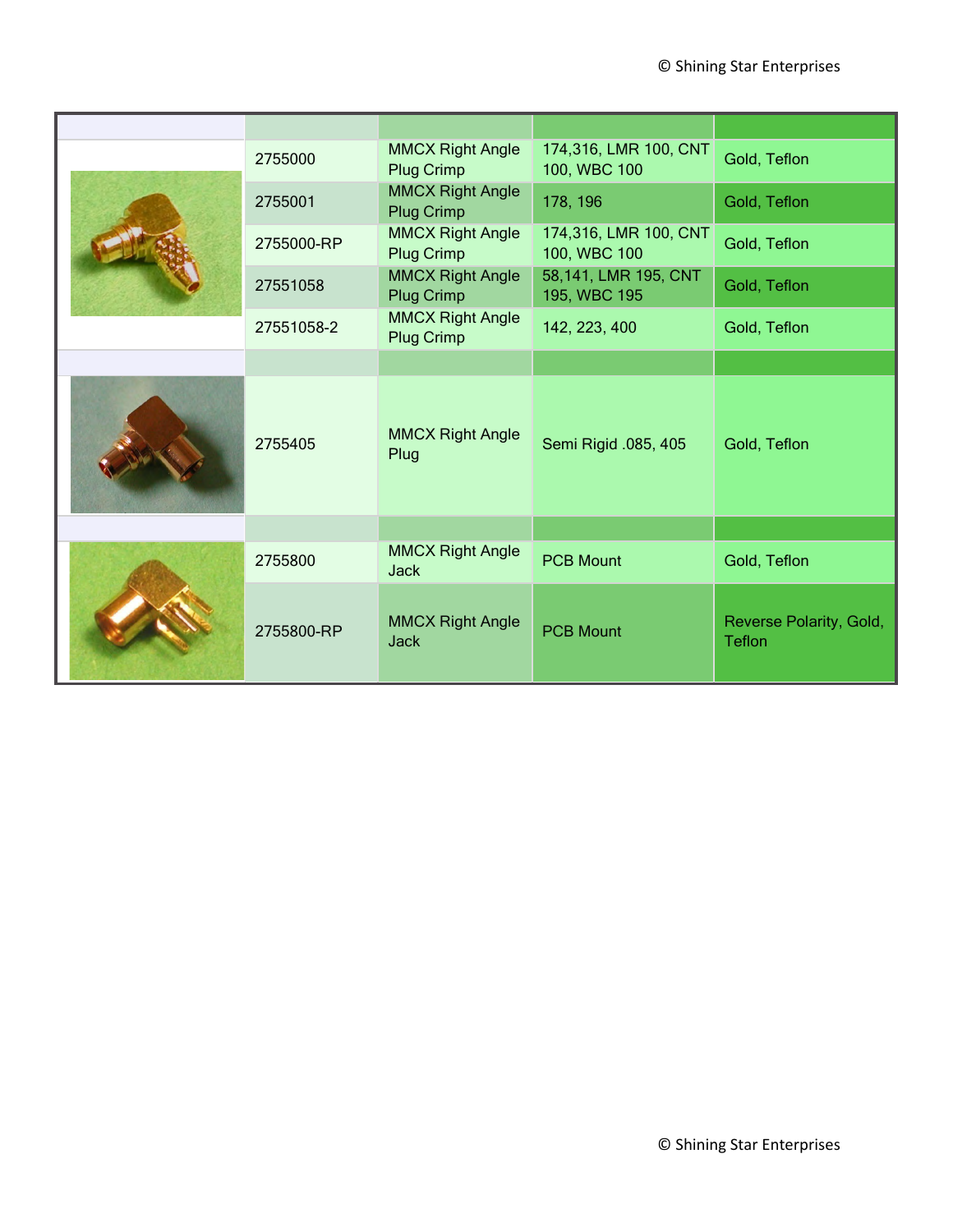| | | | | |
|---|---|---|---|---|
| | 2755000 | MMCX Right Angle Plug Crimp | 174,316, LMR 100, CNT 100, WBC 100 | Gold, Teflon |
| | 2755001 | MMCX Right Angle Plug Crimp | 178, 196 | Gold, Teflon |
| | 2755000-RP | MMCX Right Angle Plug Crimp | 174,316, LMR 100, CNT 100, WBC 100 | Gold, Teflon |
| | 27551058 | MMCX Right Angle Plug Crimp | 58,141, LMR 195, CNT 195, WBC 195 | Gold, Teflon |
| | 27551058-2 | MMCX Right Angle Plug Crimp | 142, 223, 400 | Gold, Teflon |
| | | | | |
| | 2755405 | MMCX Right Angle Plug | Semi Rigid .085, 405 | Gold, Teflon |
| | | | | |
| | 2755800 | MMCX Right Angle Jack | PCB Mount | Gold, Teflon |
| | 2755800-RP | MMCX Right Angle Jack | PCB Mount | Reverse Polarity, Gold, Teflon |